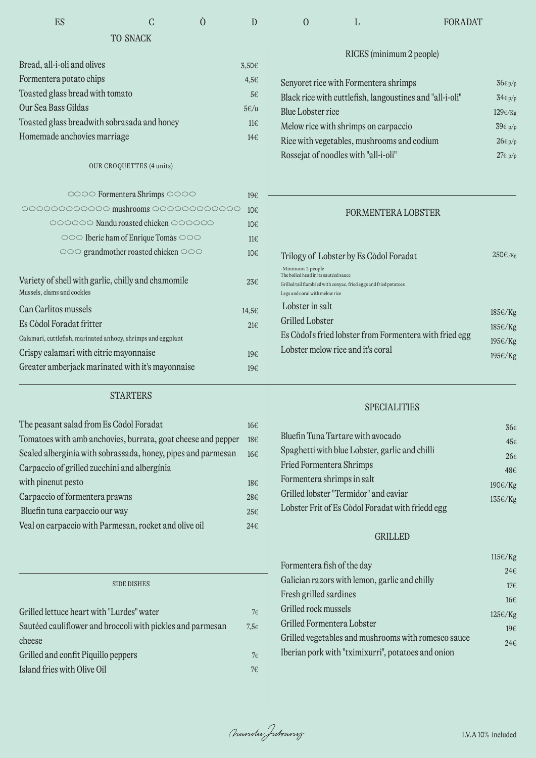# ES CÒDOL FORADAT

## TO SNACK

| | |
|---|---|
| Bread, all-i-oli and olives | 3,50€ |
| Formentera potato chips | 4,5€ |
| Toasted glass bread with tomato | 5€ |
| Our Sea Bass Gildas | 5€/u |
| Toasted glass breadwith sobrasada and honey | 11€ |
| Homemade anchovies marriage | 14€ |

### OUR CROQUETTES (4 units)

| | |
|---|---|
| Formentera Shrimps | 19€ |
| mushrooms | 10€ |
| Nandu roasted chicken | 10€ |
| Iberic ham of Enrique Tomàs | 11€ |
| grandmother roasted chicken | 10€ |

| | |
|---|---|
| Variety of shell with garlic, chilly and chamomile<br>Mussels, clams and cockles | 23€ |
| Can Carlitos mussels | 14,5€ |
| Es Còdol Foradat fritter<br>Calamari, cuttlefish, marinated anhocy, shrimps and eggplant | 21€ |
| Crispy calamari with citric mayonnaise | 19€ |
| Greater amberjack marinated with it's mayonnaise | 19€ |

## STARTERS

| | |
|---|---|
| The peasant salad from Es Còdol Foradat | 16€ |
| Tomatoes with amb anchovies, burrata, goat cheese and pepper | 18€ |
| Scaled albergínia with sobrassada, honey, pipes and parmesan | 16€ |
| Carpaccio of grilled zucchini and albergínia with pinenut pesto | 18€ |
| Carpaccio of formentera prawns | 28€ |
| Bluefin tuna carpaccio our way | 25€ |
| Veal on carpaccio with Parmesan, rocket and olive oil | 24€ |

### SIDE DISHES

| | |
|---|---|
| Grilled lettuce heart with "Lurdes" water | 7€ |
| Sautéed cauliflower and broccoli with pickles and parmesan cheese | 7,5€ |
| Grilled and confit Piquillo peppers | 7€ |
| Island fries with Olive Oil | 7€ |

## RICES (minimum 2 people)

| | |
|---|---|
| Senyoret rice with Formentera shrimps | 36€ p/p |
| Black rice with cuttlefish, langoustines and "all-i-oli" | 34€ p/p |
| Blue Lobster rice | 129€/Kg |
| Melow rice with shrimps on carpaccio | 39€ p/p |
| Rice with vegetables, mushrooms and codium | 26€ p/p |
| Rossejat of noodles with "all-i-oli" | 27€ p/p |

## FORMENTERA LOBSTER

| | |
|---|---|
| Trilogy of Lobster by Es Còdol Foradat<br>-Minimum 2 people<br>The boiled head in its sautéed sauce<br>Grilled tail flambéed with conyac, fried eggs and fried potatoes<br>Legs and coral with melow rice | 250€/Kg |
| Lobster in salt | 185€/Kg |
| Grilled Lobster | 185€/Kg |
| Es Còdol's fried lobster from Formentera with fried egg | 195€/Kg |
| Lobster melow rice and it's coral | 195€/Kg |

## SPECIALITIES

| | |
|---|---|
| Bluefin Tuna Tartare with avocado | 36€ |
| Spaghetti with blue Lobster, garlic and chilli | 45€ |
| Fried Formentera Shrimps | 26€ |
| Formentera shrimps in salt | 48€ |
| Grilled lobster "Termidor" and caviar | 190€/Kg |
| Lobster Frit of Es Còdol Foradat with friedd egg | 135€/Kg |

## GRILLED

| | |
|---|---|
| Formentera fish of the day | 115€/Kg |
| Galician razors with lemon, garlic and chilly | 24€ |
| Fresh grilled sardines | 17€ |
| Grilled rock mussels | 16€ |
| Grilled Formentera Lobster | 125€/Kg |
| Grilled vegetables and mushrooms with romesco sauce | 19€ |
| Iberian pork with "tximixurri", potatoes and onion | 24€ |

Nandu Jubany

I.V.A 10% included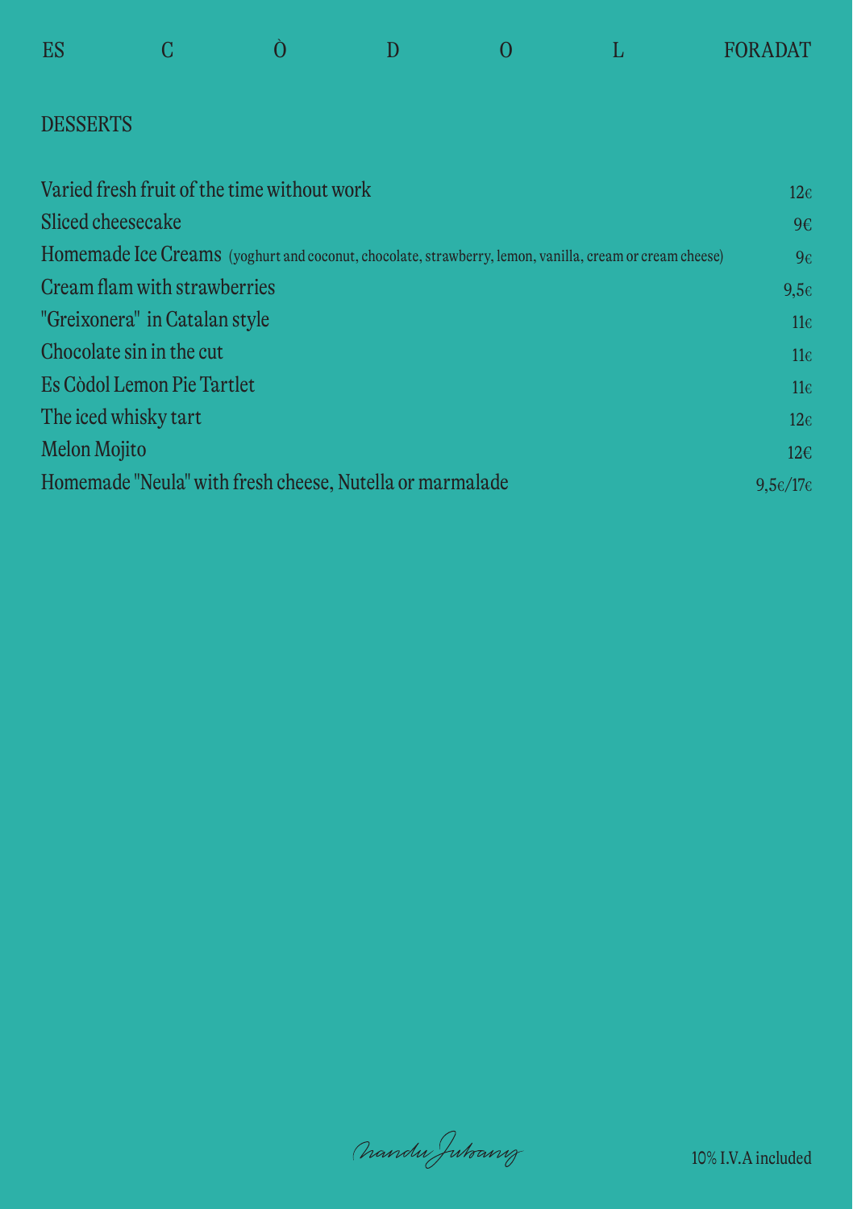ES C Ò D O L FORADAT

## DESSERTS

| | |
|---|---|
| Varied fresh fruit of the time without work | 12€ |
| Sliced cheesecake | 9€ |
| Homemade Ice Creams (yoghurt and coconut, chocolate, strawberry, lemon, vanilla, cream or cream cheese) | 9€ |
| Cream flam with strawberries | 9,5€ |
| "Greixonera" in Catalan style | 11€ |
| Chocolate sin in the cut | 11€ |
| Es Còdol Lemon Pie Tartlet | 11€ |
| The iced whisky tart | 12€ |
| Melon Mojito | 12€ |
| Homemade "Neula" with fresh cheese, Nutella or marmalade | 9,5€/17€ |

Nandu Jubany

10% I.V.A included